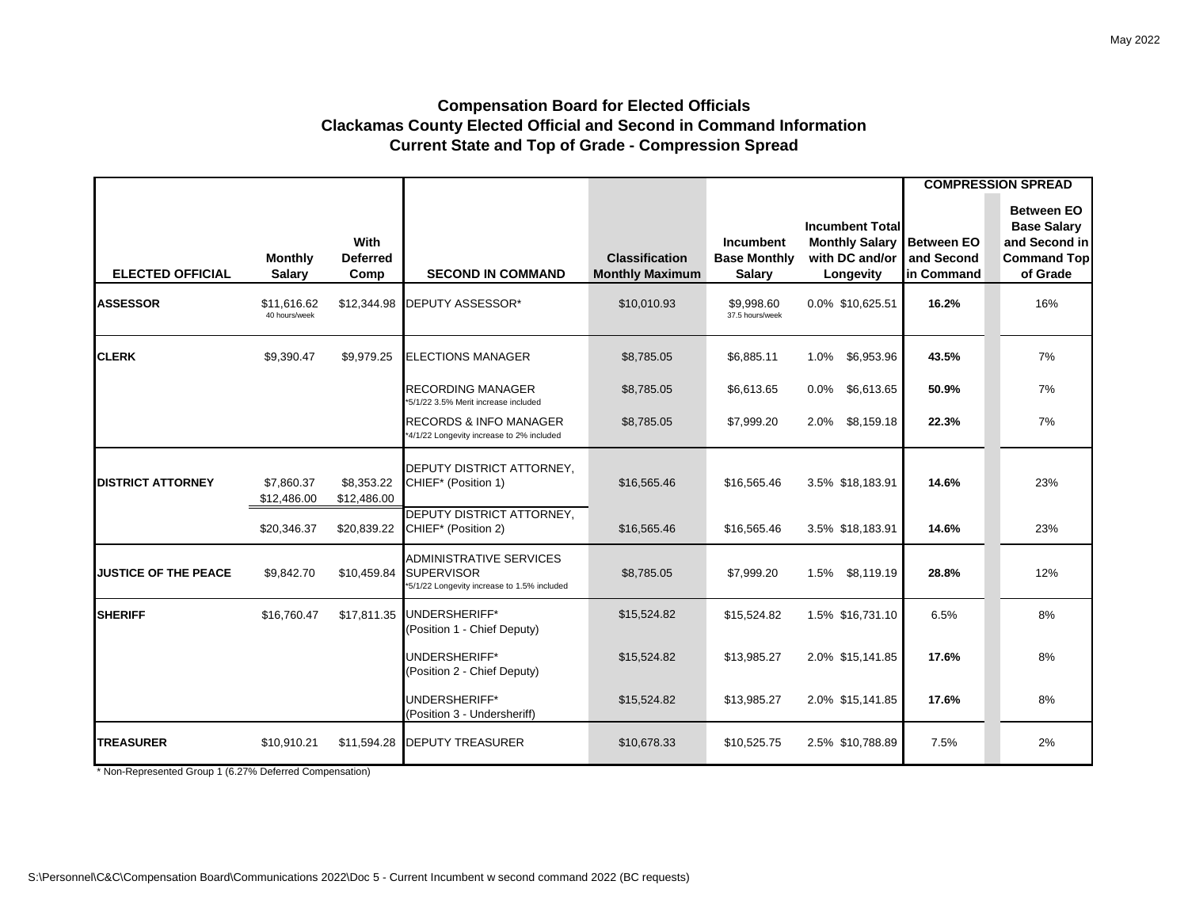May 2022

# Compensation Board for Elected Officials
## Clackamas County Elected Official and Second in Command Information
## Current State and Top of Grade - Compression Spread

| ELECTED OFFICIAL | Monthly Salary | With Deferred Comp | SECOND IN COMMAND | Classification Monthly Maximum | Incumbent Base Monthly Salary | Incumbent Total Monthly Salary with DC and/or Longevity | | COMPRESSION SPREAD: Between EO and Second in Command | COMPRESSION SPREAD: Between EO Base Salary and Second in Command Top of Grade |
|---|---|---|---|---|---|---|---|---|---|
| **ASSESSOR** | $11,616.62 40 hours/week | $12,344.98 | DEPUTY ASSESSOR* | $10,010.93 | $9,998.60 37.5 hours/week | 0.0% | $10,625.51 | **16.2%** | 16% |
| **CLERK** | $9,390.47 | $9,979.25 | ELECTIONS MANAGER | $8,785.05 | $6,885.11 | 1.0% | $6,953.96 | **43.5%** | 7% |
| | | | RECORDING MANAGER *5/1/22 3.5% Merit increase included | $8,785.05 | $6,613.65 | 0.0% | $6,613.65 | **50.9%** | 7% |
| | | | RECORDS & INFO MANAGER *4/1/22 Longevity increase to 2% included | $8,785.05 | $7,999.20 | 2.0% | $8,159.18 | **22.3%** | 7% |
| **DISTRICT ATTORNEY** | $7,860.37 $12,486.00 | $8,353.22 $12,486.00 | DEPUTY DISTRICT ATTORNEY, CHIEF* (Position 1) | $16,565.46 | $16,565.46 | 3.5% | $18,183.91 | **14.6%** | 23% |
| | $20,346.37 | $20,839.22 | DEPUTY DISTRICT ATTORNEY, CHIEF* (Position 2) | $16,565.46 | $16,565.46 | 3.5% | $18,183.91 | **14.6%** | 23% |
| **JUSTICE OF THE PEACE** | $9,842.70 | $10,459.84 | ADMINISTRATIVE SERVICES SUPERVISOR *5/1/22 Longevity increase to 1.5% included | $8,785.05 | $7,999.20 | 1.5% | $8,119.19 | **28.8%** | 12% |
| **SHERIFF** | $16,760.47 | $17,811.35 | UNDERSHERIFF* (Position 1 - Chief Deputy) | $15,524.82 | $15,524.82 | 1.5% | $16,731.10 | 6.5% | 8% |
| | | | UNDERSHERIFF* (Position 2 - Chief Deputy) | $15,524.82 | $13,985.27 | 2.0% | $15,141.85 | **17.6%** | 8% |
| | | | UNDERSHERIFF* (Position 3 - Undersheriff) | $15,524.82 | $13,985.27 | 2.0% | $15,141.85 | **17.6%** | 8% |
| **TREASURER** | $10,910.21 | $11,594.28 | DEPUTY TREASURER | $10,678.33 | $10,525.75 | 2.5% | $10,788.89 | 7.5% | 2% |

\* Non-Represented Group 1 (6.27% Deferred Compensation)

S:\Personnel\C&C\Compensation Board\Communications 2022\Doc 5 - Current Incumbent w second command 2022 (BC requests)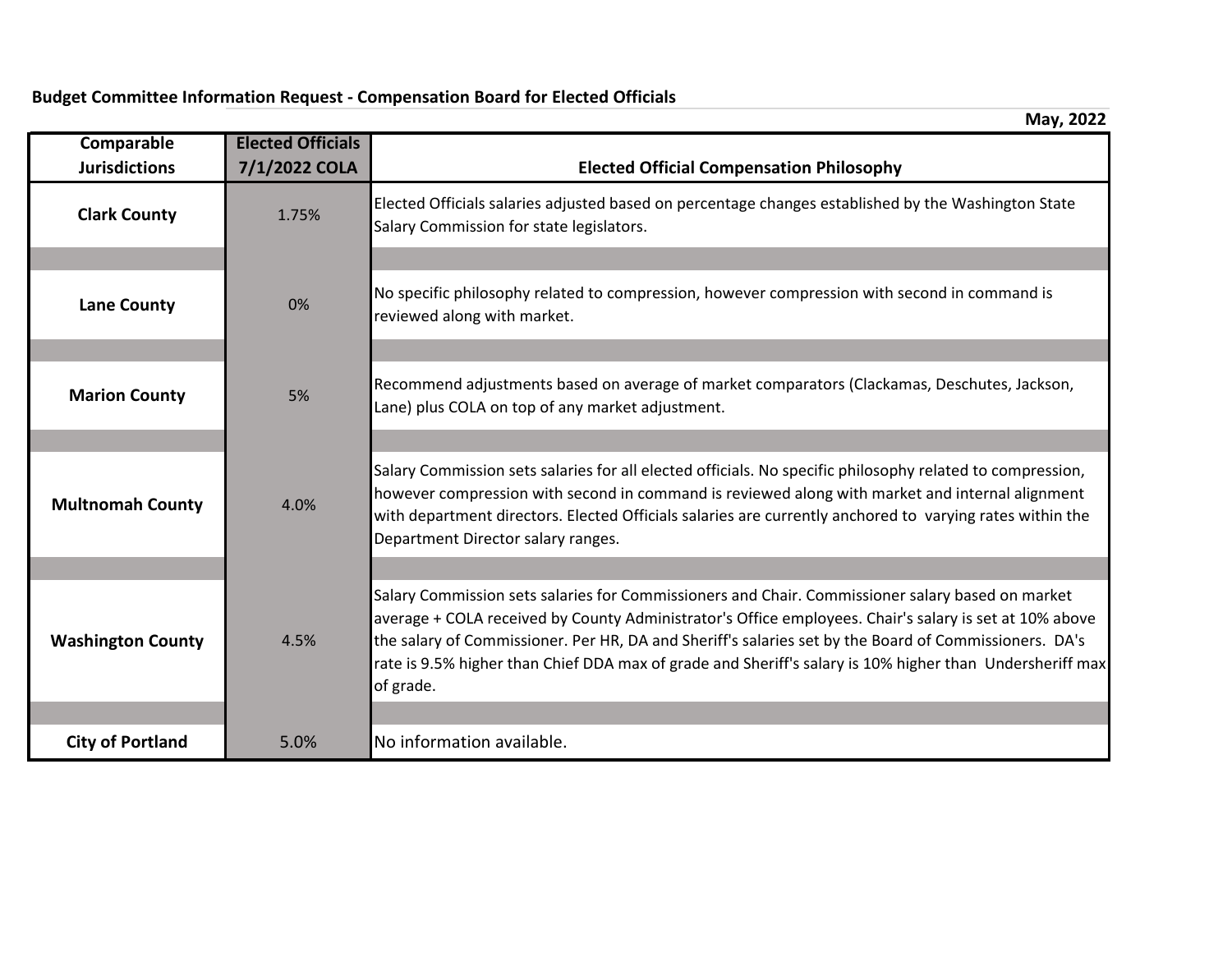**Budget Committee Information Request - Compensation Board for Elected Officials**

**May, 2022**

| Comparable Jurisdictions | Elected Officials 7/1/2022 COLA | Elected Official Compensation Philosophy |
|---|---|---|
| **Clark County** | 1.75% | Elected Officials salaries adjusted based on percentage changes established by the Washington State Salary Commission for state legislators. |
| **Lane County** | 0% | No specific philosophy related to compression, however compression with second in command is reviewed along with market. |
| **Marion County** | 5% | Recommend adjustments based on average of market comparators (Clackamas, Deschutes, Jackson, Lane) plus COLA on top of any market adjustment. |
| **Multnomah County** | 4.0% | Salary Commission sets salaries for all elected officials. No specific philosophy related to compression, however compression with second in command is reviewed along with market and internal alignment with department directors. Elected Officials salaries are currently anchored to varying rates within the Department Director salary ranges. |
| **Washington County** | 4.5% | Salary Commission sets salaries for Commissioners and Chair. Commissioner salary based on market average + COLA received by County Administrator's Office employees. Chair's salary is set at 10% above the salary of Commissioner. Per HR, DA and Sheriff's salaries set by the Board of Commissioners. DA's rate is 9.5% higher than Chief DDA max of grade and Sheriff's salary is 10% higher than Undersheriff max of grade. |
| **City of Portland** | 5.0% | No information available. |